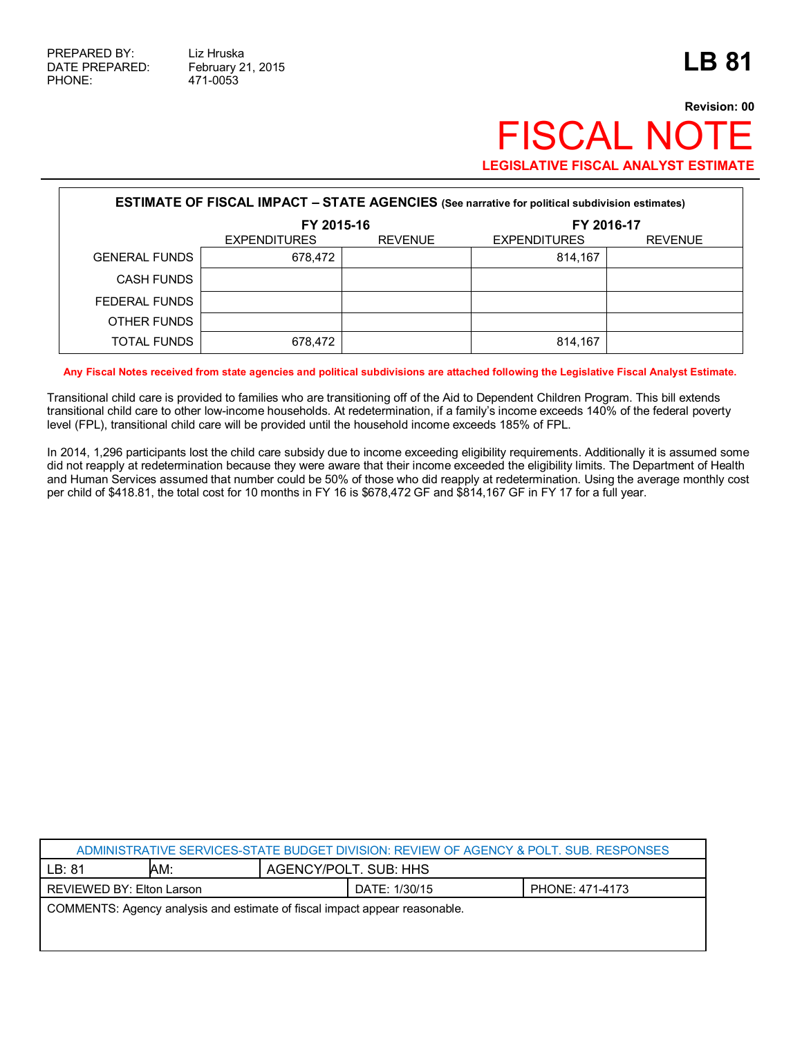PREPARED BY: Liz Hruska
DATE PREPARED: February 21, 2015
PHONE: 471-0053

# LB 81

**Revision: 00**

# FISCAL NOTE

**LEGISLATIVE FISCAL ANALYST ESTIMATE**

**ESTIMATE OF FISCAL IMPACT – STATE AGENCIES** (See narrative for political subdivision estimates)

| | FY 2015-16 | | FY 2016-17 | |
|---|---|---|---|---|
| | EXPENDITURES | REVENUE | EXPENDITURES | REVENUE |
| GENERAL FUNDS | 678,472 | | 814,167 | |
| CASH FUNDS | | | | |
| FEDERAL FUNDS | | | | |
| OTHER FUNDS | | | | |
| TOTAL FUNDS | 678,472 | | 814,167 | |

**Any Fiscal Notes received from state agencies and political subdivisions are attached following the Legislative Fiscal Analyst Estimate.**

Transitional child care is provided to families who are transitioning off of the Aid to Dependent Children Program. This bill extends transitional child care to other low-income households. At redetermination, if a family's income exceeds 140% of the federal poverty level (FPL), transitional child care will be provided until the household income exceeds 185% of FPL.

In 2014, 1,296 participants lost the child care subsidy due to income exceeding eligibility requirements. Additionally it is assumed some did not reapply at redetermination because they were aware that their income exceeded the eligibility limits. The Department of Health and Human Services assumed that number could be 50% of those who did reapply at redetermination. Using the average monthly cost per child of $418.81, the total cost for 10 months in FY 16 is $678,472 GF and $814,167 GF in FY 17 for a full year.

| ADMINISTRATIVE SERVICES-STATE BUDGET DIVISION: REVIEW OF AGENCY & POLT. SUB. RESPONSES | | | |
|---|---|---|---|
| LB: 81 | AM: | AGENCY/POLT. SUB: HHS | |
| REVIEWED BY: Elton Larson | | DATE: 1/30/15 | PHONE: 471-4173 |
| COMMENTS: Agency analysis and estimate of fiscal impact appear reasonable. | | | |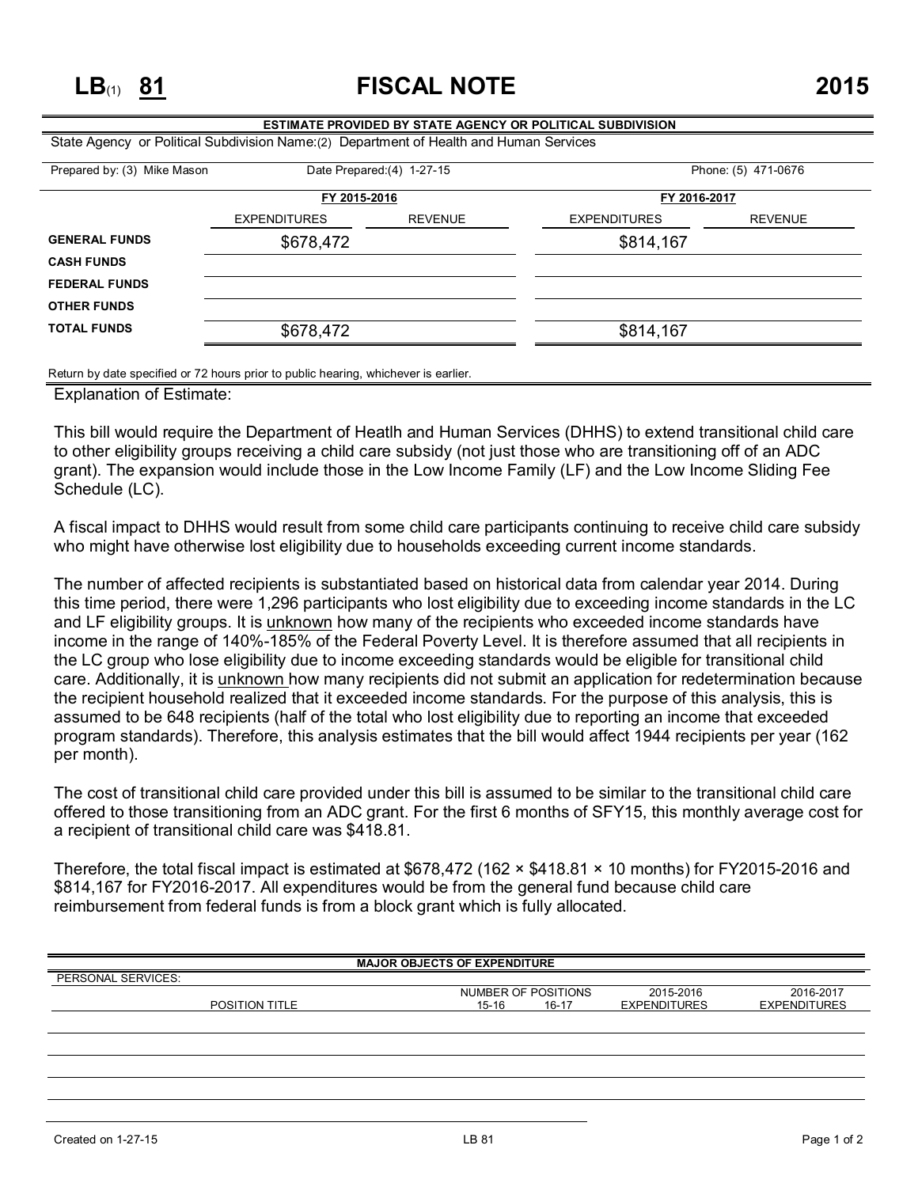# LB(1) 81 FISCAL NOTE 2015

**ESTIMATE PROVIDED BY STATE AGENCY OR POLITICAL SUBDIVISION**

State Agency or Political Subdivision Name:(2) Department of Health and Human Services

Prepared by: (3) Mike Mason    Date Prepared:(4) 1-27-15    Phone: (5) 471-0676

| | FY 2015-2016 | | FY 2016-2017 | |
|---|---|---|---|---|
| | EXPENDITURES | REVENUE | EXPENDITURES | REVENUE |
| **GENERAL FUNDS** | $678,472 | | $814,167 | |
| **CASH FUNDS** | | | | |
| **FEDERAL FUNDS** | | | | |
| **OTHER FUNDS** | | | | |
| **TOTAL FUNDS** | $678,472 | | $814,167 | |

Return by date specified or 72 hours prior to public hearing, whichever is earlier.

Explanation of Estimate:

This bill would require the Department of Heatlh and Human Services (DHHS) to extend transitional child care to other eligibility groups receiving a child care subsidy (not just those who are transitioning off of an ADC grant). The expansion would include those in the Low Income Family (LF) and the Low Income Sliding Fee Schedule (LC).

A fiscal impact to DHHS would result from some child care participants continuing to receive child care subsidy who might have otherwise lost eligibility due to households exceeding current income standards.

The number of affected recipients is substantiated based on historical data from calendar year 2014. During this time period, there were 1,296 participants who lost eligibility due to exceeding income standards in the LC and LF eligibility groups. It is unknown how many of the recipients who exceeded income standards have income in the range of 140%-185% of the Federal Poverty Level. It is therefore assumed that all recipients in the LC group who lose eligibility due to income exceeding standards would be eligible for transitional child care. Additionally, it is unknown how many recipients did not submit an application for redetermination because the recipient household realized that it exceeded income standards. For the purpose of this analysis, this is assumed to be 648 recipients (half of the total who lost eligibility due to reporting an income that exceeded program standards). Therefore, this analysis estimates that the bill would affect 1944 recipients per year (162 per month).

The cost of transitional child care provided under this bill is assumed to be similar to the transitional child care offered to those transitioning from an ADC grant. For the first 6 months of SFY15, this monthly average cost for a recipient of transitional child care was $418.81.

Therefore, the total fiscal impact is estimated at $678,472 (162 × $418.81 × 10 months) for FY2015-2016 and $814,167 for FY2016-2017. All expenditures would be from the general fund because child care reimbursement from federal funds is from a block grant which is fully allocated.

**MAJOR OBJECTS OF EXPENDITURE**

PERSONAL SERVICES:

| POSITION TITLE | NUMBER OF POSITIONS 15-16 | NUMBER OF POSITIONS 16-17 | 2015-2016 EXPENDITURES | 2016-2017 EXPENDITURES |
|---|---|---|---|---|
| | | | | |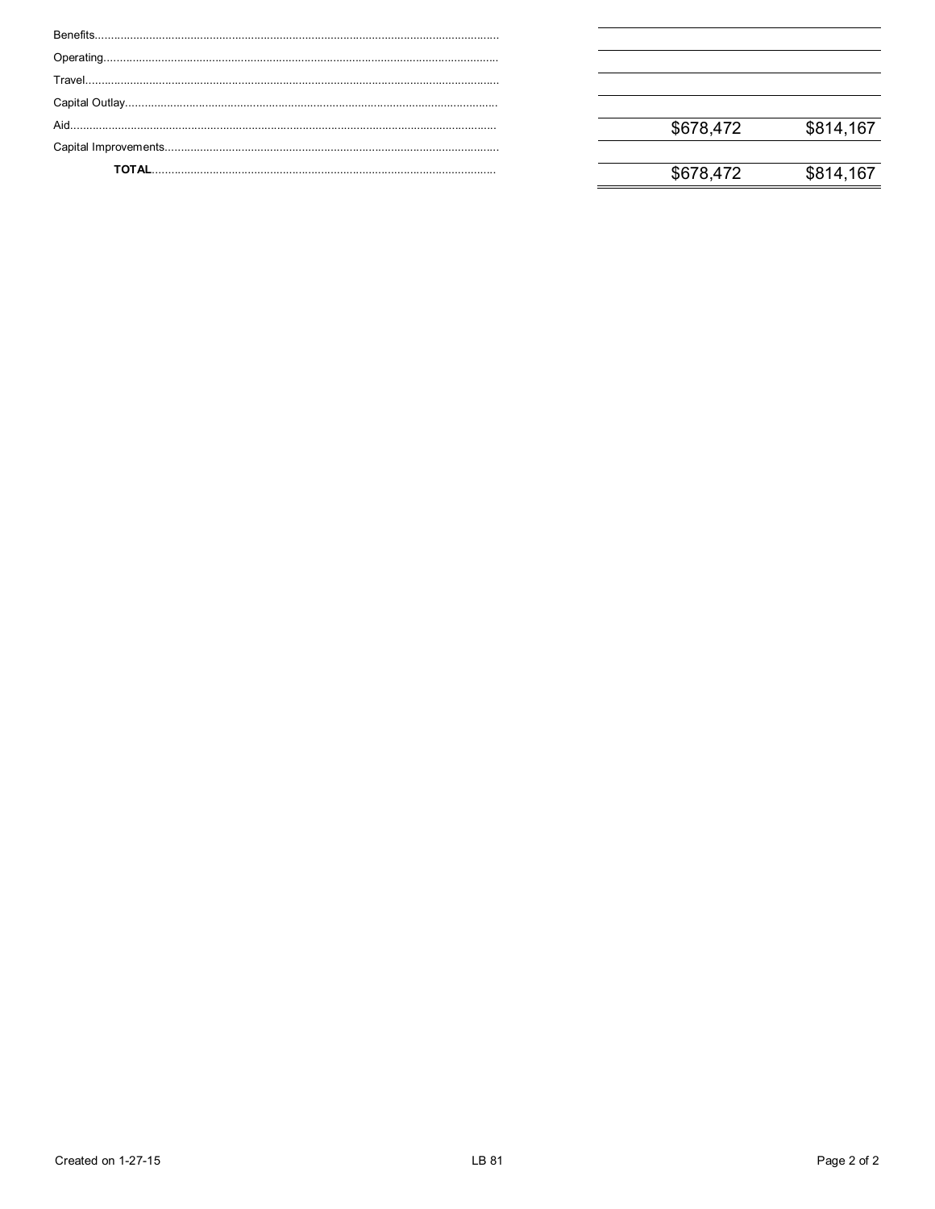| | | |
|---|---|---|
| Benefits | | |
| Operating | | |
| Travel | | |
| Capital Outlay | | |
| Aid | $678,472 | $814,167 |
| Capital Improvements | | |
| **TOTAL** | $678,472 | $814,167 |

Created on 1-27-15 LB 81